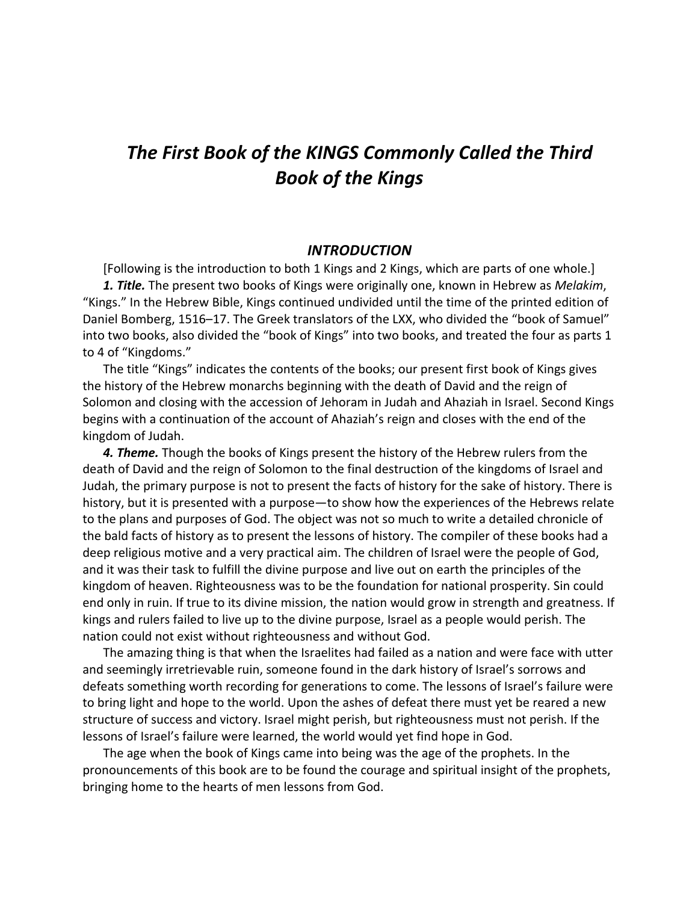# *The First Book of the KINGS Commonly Called the Third Book of the Kings*

## *INTRODUCTION*

[Following is the introduction to both 1 Kings and 2 Kings, which are parts of one whole.]

***1. Title.*** The present two books of Kings were originally one, known in Hebrew as *Melakim*, “Kings.” In the Hebrew Bible, Kings continued undivided until the time of the printed edition of Daniel Bomberg, 1516–17. The Greek translators of the LXX, who divided the “book of Samuel” into two books, also divided the “book of Kings” into two books, and treated the four as parts 1 to 4 of “Kingdoms.”

The title “Kings” indicates the contents of the books; our present first book of Kings gives the history of the Hebrew monarchs beginning with the death of David and the reign of Solomon and closing with the accession of Jehoram in Judah and Ahaziah in Israel. Second Kings begins with a continuation of the account of Ahaziah’s reign and closes with the end of the kingdom of Judah.

***4. Theme.*** Though the books of Kings present the history of the Hebrew rulers from the death of David and the reign of Solomon to the final destruction of the kingdoms of Israel and Judah, the primary purpose is not to present the facts of history for the sake of history. There is history, but it is presented with a purpose—to show how the experiences of the Hebrews relate to the plans and purposes of God. The object was not so much to write a detailed chronicle of the bald facts of history as to present the lessons of history. The compiler of these books had a deep religious motive and a very practical aim. The children of Israel were the people of God, and it was their task to fulfill the divine purpose and live out on earth the principles of the kingdom of heaven. Righteousness was to be the foundation for national prosperity. Sin could end only in ruin. If true to its divine mission, the nation would grow in strength and greatness. If kings and rulers failed to live up to the divine purpose, Israel as a people would perish. The nation could not exist without righteousness and without God.

The amazing thing is that when the Israelites had failed as a nation and were face with utter and seemingly irretrievable ruin, someone found in the dark history of Israel’s sorrows and defeats something worth recording for generations to come. The lessons of Israel’s failure were to bring light and hope to the world. Upon the ashes of defeat there must yet be reared a new structure of success and victory. Israel might perish, but righteousness must not perish. If the lessons of Israel’s failure were learned, the world would yet find hope in God.

The age when the book of Kings came into being was the age of the prophets. In the pronouncements of this book are to be found the courage and spiritual insight of the prophets, bringing home to the hearts of men lessons from God.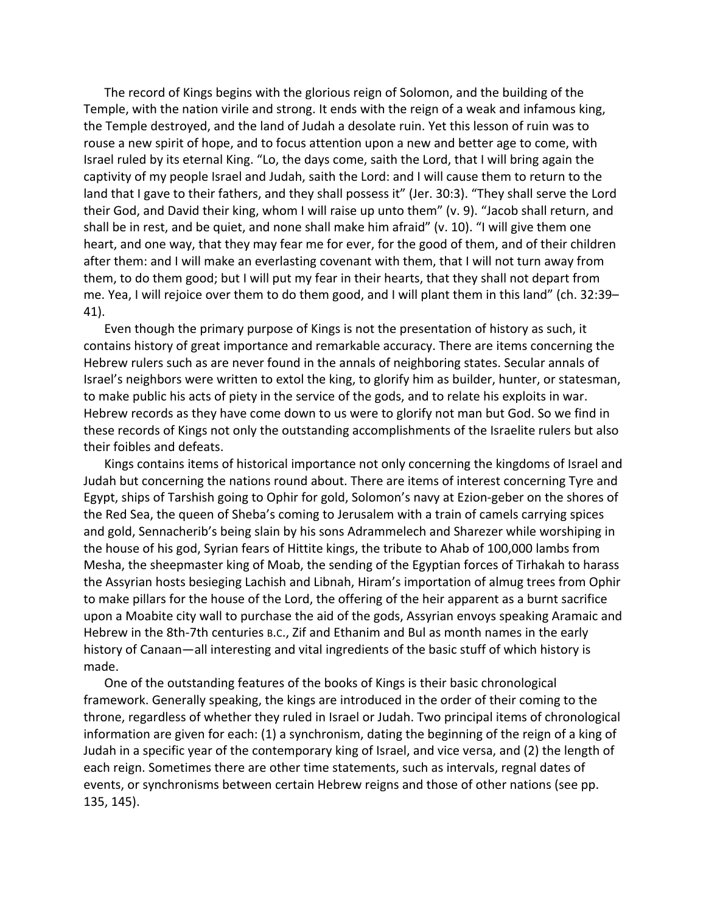The record of Kings begins with the glorious reign of Solomon, and the building of the Temple, with the nation virile and strong. It ends with the reign of a weak and infamous king, the Temple destroyed, and the land of Judah a desolate ruin. Yet this lesson of ruin was to rouse a new spirit of hope, and to focus attention upon a new and better age to come, with Israel ruled by its eternal King. "Lo, the days come, saith the Lord, that I will bring again the captivity of my people Israel and Judah, saith the Lord: and I will cause them to return to the land that I gave to their fathers, and they shall possess it" (Jer. 30:3). "They shall serve the Lord their God, and David their king, whom I will raise up unto them" (v. 9). "Jacob shall return, and shall be in rest, and be quiet, and none shall make him afraid" (v. 10). "I will give them one heart, and one way, that they may fear me for ever, for the good of them, and of their children after them: and I will make an everlasting covenant with them, that I will not turn away from them, to do them good; but I will put my fear in their hearts, that they shall not depart from me. Yea, I will rejoice over them to do them good, and I will plant them in this land" (ch. 32:39–41).

Even though the primary purpose of Kings is not the presentation of history as such, it contains history of great importance and remarkable accuracy. There are items concerning the Hebrew rulers such as are never found in the annals of neighboring states. Secular annals of Israel's neighbors were written to extol the king, to glorify him as builder, hunter, or statesman, to make public his acts of piety in the service of the gods, and to relate his exploits in war. Hebrew records as they have come down to us were to glorify not man but God. So we find in these records of Kings not only the outstanding accomplishments of the Israelite rulers but also their foibles and defeats.

Kings contains items of historical importance not only concerning the kingdoms of Israel and Judah but concerning the nations round about. There are items of interest concerning Tyre and Egypt, ships of Tarshish going to Ophir for gold, Solomon's navy at Ezion-geber on the shores of the Red Sea, the queen of Sheba's coming to Jerusalem with a train of camels carrying spices and gold, Sennacherib's being slain by his sons Adrammelech and Sharezer while worshiping in the house of his god, Syrian fears of Hittite kings, the tribute to Ahab of 100,000 lambs from Mesha, the sheepmaster king of Moab, the sending of the Egyptian forces of Tirhakah to harass the Assyrian hosts besieging Lachish and Libnah, Hiram's importation of almug trees from Ophir to make pillars for the house of the Lord, the offering of the heir apparent as a burnt sacrifice upon a Moabite city wall to purchase the aid of the gods, Assyrian envoys speaking Aramaic and Hebrew in the 8th-7th centuries B.C., Zif and Ethanim and Bul as month names in the early history of Canaan—all interesting and vital ingredients of the basic stuff of which history is made.

One of the outstanding features of the books of Kings is their basic chronological framework. Generally speaking, the kings are introduced in the order of their coming to the throne, regardless of whether they ruled in Israel or Judah. Two principal items of chronological information are given for each: (1) a synchronism, dating the beginning of the reign of a king of Judah in a specific year of the contemporary king of Israel, and vice versa, and (2) the length of each reign. Sometimes there are other time statements, such as intervals, regnal dates of events, or synchronisms between certain Hebrew reigns and those of other nations (see pp. 135, 145).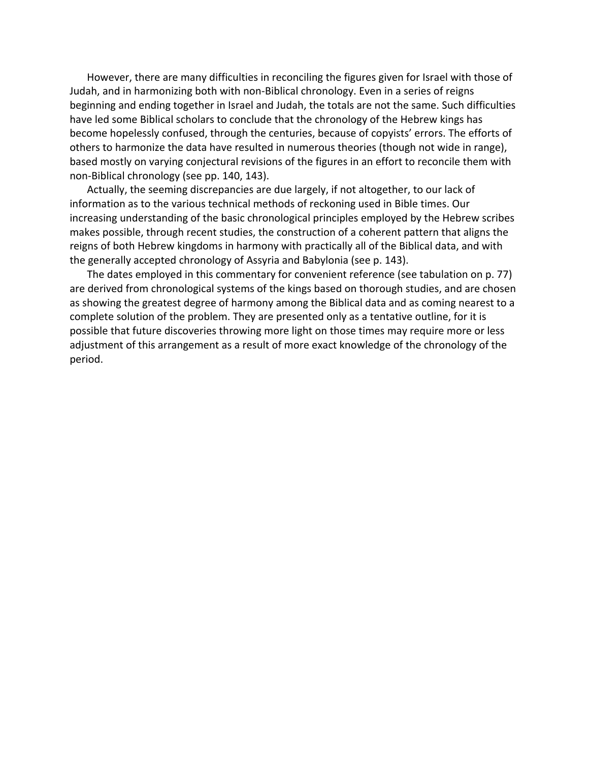However, there are many difficulties in reconciling the figures given for Israel with those of Judah, and in harmonizing both with non-Biblical chronology. Even in a series of reigns beginning and ending together in Israel and Judah, the totals are not the same. Such difficulties have led some Biblical scholars to conclude that the chronology of the Hebrew kings has become hopelessly confused, through the centuries, because of copyists' errors. The efforts of others to harmonize the data have resulted in numerous theories (though not wide in range), based mostly on varying conjectural revisions of the figures in an effort to reconcile them with non-Biblical chronology (see pp. 140, 143).

Actually, the seeming discrepancies are due largely, if not altogether, to our lack of information as to the various technical methods of reckoning used in Bible times. Our increasing understanding of the basic chronological principles employed by the Hebrew scribes makes possible, through recent studies, the construction of a coherent pattern that aligns the reigns of both Hebrew kingdoms in harmony with practically all of the Biblical data, and with the generally accepted chronology of Assyria and Babylonia (see p. 143).

The dates employed in this commentary for convenient reference (see tabulation on p. 77) are derived from chronological systems of the kings based on thorough studies, and are chosen as showing the greatest degree of harmony among the Biblical data and as coming nearest to a complete solution of the problem. They are presented only as a tentative outline, for it is possible that future discoveries throwing more light on those times may require more or less adjustment of this arrangement as a result of more exact knowledge of the chronology of the period.